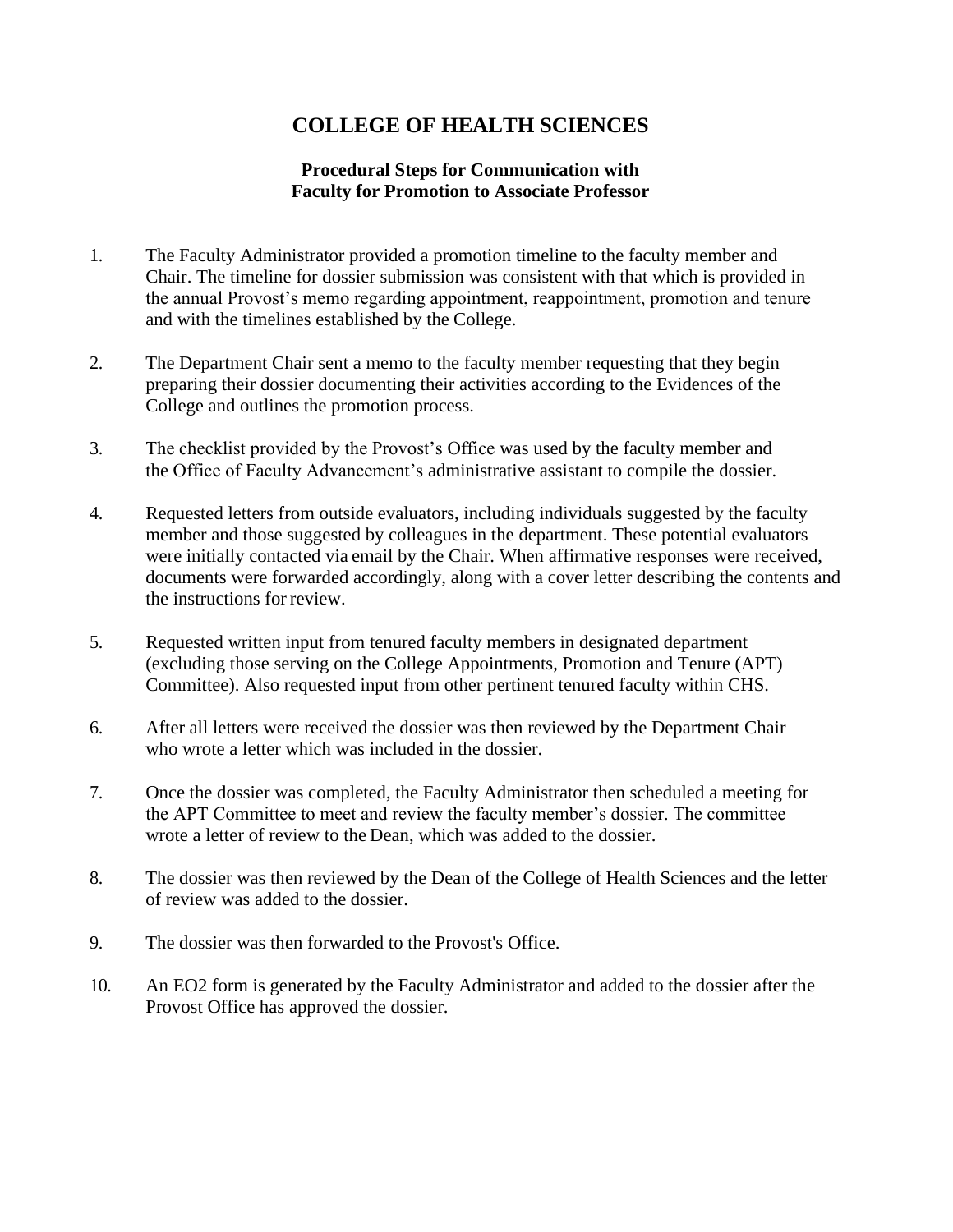# COLLEGE OF HEALTH SCIENCES

### Procedural Steps for Communication with Faculty for Promotion to Associate Professor

1. The Faculty Administrator provided a promotion timeline to the faculty member and Chair. The timeline for dossier submission was consistent with that which is provided in the annual Provost's memo regarding appointment, reappointment, promotion and tenure and with the timelines established by the College.

2. The Department Chair sent a memo to the faculty member requesting that they begin preparing their dossier documenting their activities according to the Evidences of the College and outlines the promotion process.

3. The checklist provided by the Provost's Office was used by the faculty member and the Office of Faculty Advancement's administrative assistant to compile the dossier.

4. Requested letters from outside evaluators, including individuals suggested by the faculty member and those suggested by colleagues in the department. These potential evaluators were initially contacted via email by the Chair. When affirmative responses were received, documents were forwarded accordingly, along with a cover letter describing the contents and the instructions for review.

5. Requested written input from tenured faculty members in designated department (excluding those serving on the College Appointments, Promotion and Tenure (APT) Committee). Also requested input from other pertinent tenured faculty within CHS.

6. After all letters were received the dossier was then reviewed by the Department Chair who wrote a letter which was included in the dossier.

7. Once the dossier was completed, the Faculty Administrator then scheduled a meeting for the APT Committee to meet and review the faculty member's dossier. The committee wrote a letter of review to the Dean, which was added to the dossier.

8. The dossier was then reviewed by the Dean of the College of Health Sciences and the letter of review was added to the dossier.

9. The dossier was then forwarded to the Provost's Office.

10. An EO2 form is generated by the Faculty Administrator and added to the dossier after the Provost Office has approved the dossier.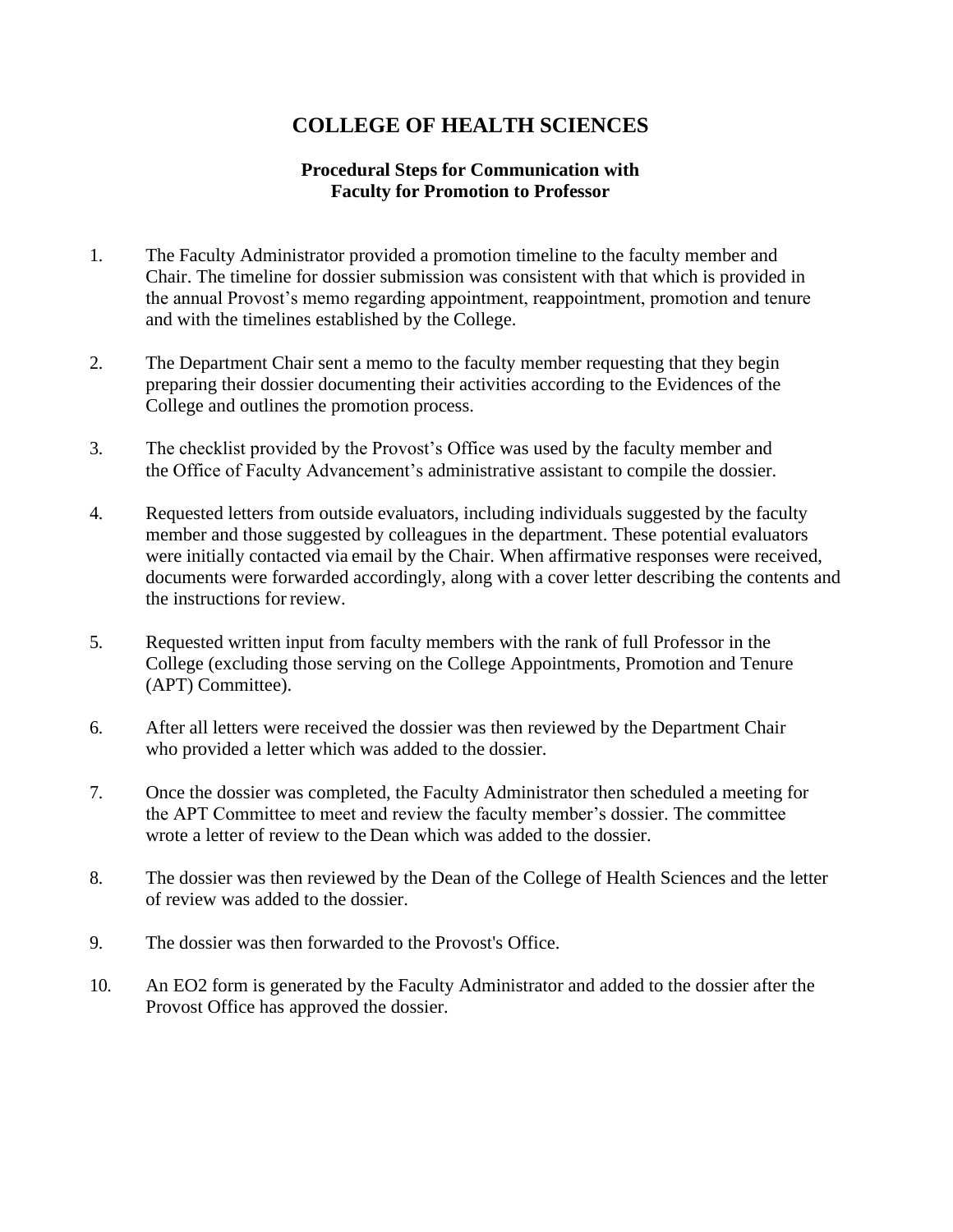# COLLEGE OF HEALTH SCIENCES

### Procedural Steps for Communication with Faculty for Promotion to Professor

1. The Faculty Administrator provided a promotion timeline to the faculty member and Chair. The timeline for dossier submission was consistent with that which is provided in the annual Provost's memo regarding appointment, reappointment, promotion and tenure and with the timelines established by the College.

2. The Department Chair sent a memo to the faculty member requesting that they begin preparing their dossier documenting their activities according to the Evidences of the College and outlines the promotion process.

3. The checklist provided by the Provost's Office was used by the faculty member and the Office of Faculty Advancement's administrative assistant to compile the dossier.

4. Requested letters from outside evaluators, including individuals suggested by the faculty member and those suggested by colleagues in the department. These potential evaluators were initially contacted via email by the Chair. When affirmative responses were received, documents were forwarded accordingly, along with a cover letter describing the contents and the instructions for review.

5. Requested written input from faculty members with the rank of full Professor in the College (excluding those serving on the College Appointments, Promotion and Tenure (APT) Committee).

6. After all letters were received the dossier was then reviewed by the Department Chair who provided a letter which was added to the dossier.

7. Once the dossier was completed, the Faculty Administrator then scheduled a meeting for the APT Committee to meet and review the faculty member's dossier. The committee wrote a letter of review to the Dean which was added to the dossier.

8. The dossier was then reviewed by the Dean of the College of Health Sciences and the letter of review was added to the dossier.

9. The dossier was then forwarded to the Provost's Office.

10. An EO2 form is generated by the Faculty Administrator and added to the dossier after the Provost Office has approved the dossier.